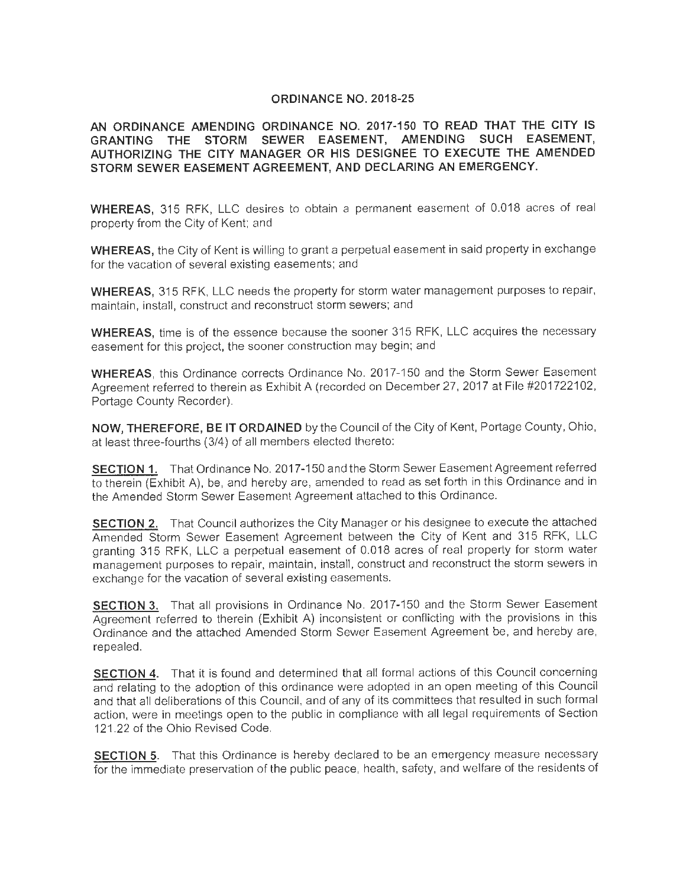# ORDINANCE NO. 2018-25

## AN ORDINANCE AMENDING ORDINANCE NO. 2017-150 TO READ THAT THE CITY IS GRANTING THE STORM SEWER EASEMENT, AMENDING SUCH EASEMENT, AUTHORIZING THE CITY MANAGER OR HIS DESIGNEE TO EXECUTE THE AMENDED STORM SEWER EASEMENT AGREEMENT, AND DECLARING AN EMERGENCY.

**WHEREAS,** 315 RFK, LLC desires to obtain a permanent easement of 0.018 acres of real property from the City of Kent; and

**WHEREAS,** the City of Kent is willing to grant a perpetual easement in said property in exchange for the vacation of several existing easements; and

**WHEREAS,** 315 RFK, LLC needs the property for storm water management purposes to repair, maintain, install, construct and reconstruct storm sewers; and

**WHEREAS,** time is of the essence because the sooner 315 RFK, LLC acquires the necessary easement for this project, the sooner construction may begin; and

**WHEREAS**, this Ordinance corrects Ordinance No. 2017-150 and the Storm Sewer Easement Agreement referred to therein as Exhibit A (recorded on December 27, 2017 at File #201722102, Portage County Recorder).

**NOW, THEREFORE, BE IT ORDAINED** by the Council of the City of Kent, Portage County, Ohio, at least three-fourths (3/4) of all members elected thereto:

**SECTION 1.** That Ordinance No. 2017-150 and the Storm Sewer Easement Agreement referred to therein (Exhibit A), be, and hereby are, amended to read as set forth in this Ordinance and in the Amended Storm Sewer Easement Agreement attached to this Ordinance.

**SECTION 2.** That Council authorizes the City Manager or his designee to execute the attached Amended Storm Sewer Easement Agreement between the City of Kent and 315 RFK, LLC granting 315 RFK, LLC a perpetual easement of 0.018 acres of real property for storm water management purposes to repair, maintain, install, construct and reconstruct the storm sewers in exchange for the vacation of several existing easements.

**SECTION 3.** That all provisions in Ordinance No. 2017-150 and the Storm Sewer Easement Agreement referred to therein (Exhibit A) inconsistent or conflicting with the provisions in this Ordinance and the attached Amended Storm Sewer Easement Agreement be, and hereby are, repealed.

**SECTION 4.** That it is found and determined that all formal actions of this Council concerning and relating to the adoption of this ordinance were adopted in an open meeting of this Council and that all deliberations of this Council, and of any of its committees that resulted in such formal action, were in meetings open to the public in compliance with all legal requirements of Section 121.22 of the Ohio Revised Code.

**SECTION 5.** That this Ordinance is hereby declared to be an emergency measure necessary for the immediate preservation of the public peace, health, safety, and welfare of the residents of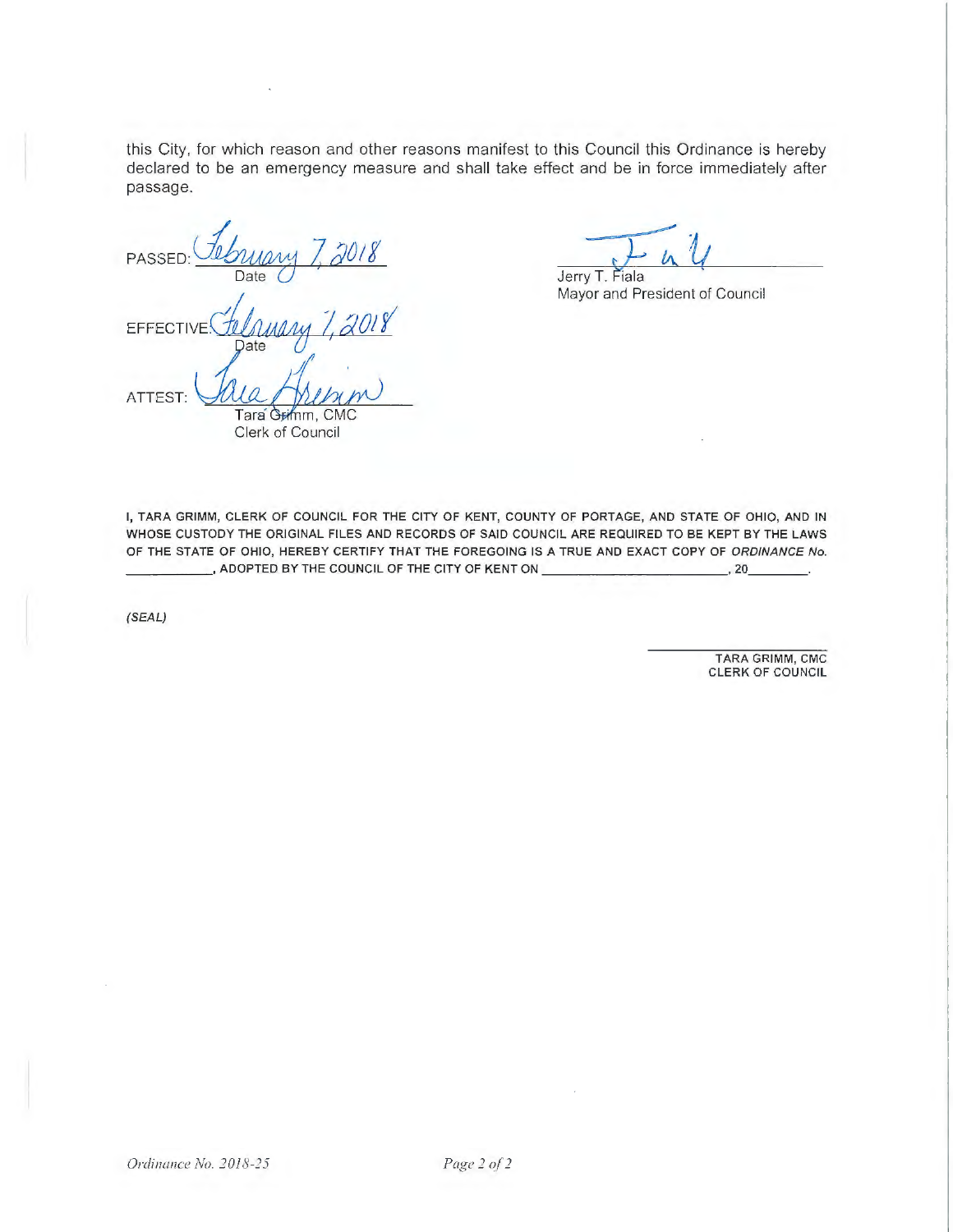this City, for which reason and other reasons manifest to this Council this Ordinance is hereby declared to be an emergency measure and shall take effect and be in force immediately after passage.

PASSED: February 7, 2018
Date

EFFECTIVE: February 7, 2018
Date

ATTEST: Tara Grimm
Tara Grimm, CMC
Clerk of Council

Jerry T. Fiala
Mayor and President of Council

I, TARA GRIMM, CLERK OF COUNCIL FOR THE CITY OF KENT, COUNTY OF PORTAGE, AND STATE OF OHIO, AND IN WHOSE CUSTODY THE ORIGINAL FILES AND RECORDS OF SAID COUNCIL ARE REQUIRED TO BE KEPT BY THE LAWS OF THE STATE OF OHIO, HEREBY CERTIFY THAT THE FOREGOING IS A TRUE AND EXACT COPY OF *ORDINANCE No.* \_\_\_\_\_\_\_\_\_\_, ADOPTED BY THE COUNCIL OF THE CITY OF KENT ON \_\_\_\_\_\_\_\_\_\_\_\_\_\_\_\_\_\_\_\_, 20\_\_\_\_\_\_\_.

*(SEAL)*

TARA GRIMM, CMC
CLERK OF COUNCIL

*Ordinance No. 2018-25*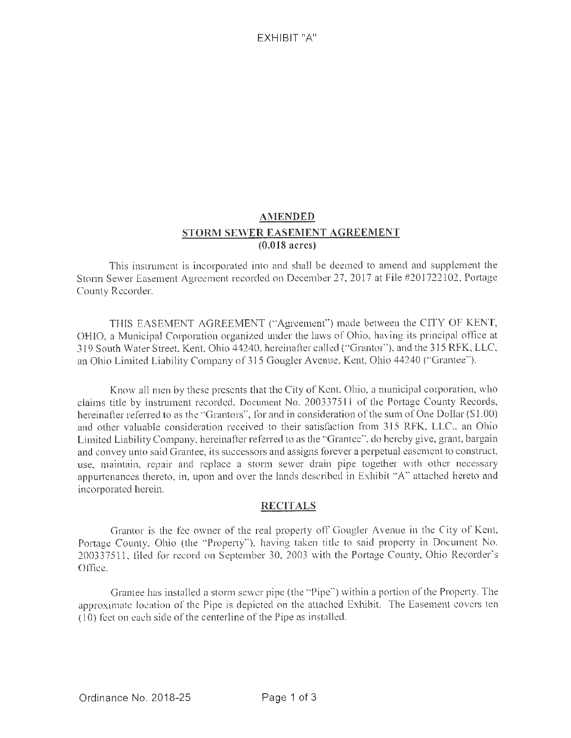EXHIBIT "A"

## AMENDED
## STORM SEWER EASEMENT AGREEMENT
### (0.018 acres)

This instrument is incorporated into and shall be deemed to amend and supplement the Storm Sewer Easement Agreement recorded on December 27, 2017 at File #201722102, Portage County Recorder.

THIS EASEMENT AGREEMENT ("Agreement") made between the CITY OF KENT, OHIO, a Municipal Corporation organized under the laws of Ohio, having its principal office at 319 South Water Street, Kent, Ohio 44240, hereinafter called ("Grantor"), and the 315 RFK, LLC, an Ohio Limited Liability Company of 315 Gougler Avenue, Kent, Ohio 44240 ("Grantee").

Know all men by these presents that the City of Kent, Ohio, a municipal corporation, who claims title by instrument recorded, Document No. 200337511 of the Portage County Records, hereinafter referred to as the "Grantors", for and in consideration of the sum of One Dollar ($1.00) and other valuable consideration received to their satisfaction from 315 RFK, LLC., an Ohio Limited Liability Company, hereinafter referred to as the "Grantee", do hereby give, grant, bargain and convey unto said Grantee, its successors and assigns forever a perpetual easement to construct, use, maintain, repair and replace a storm sewer drain pipe together with other necessary appurtenances thereto, in, upon and over the lands described in Exhibit "A" attached hereto and incorporated herein.

## RECITALS

Grantor is the fee owner of the real property off Gougler Avenue in the City of Kent, Portage County, Ohio (the "Property"), having taken title to said property in Document No. 200337511, filed for record on September 30, 2003 with the Portage County, Ohio Recorder's Office.

Grantee has installed a storm sewer pipe (the "Pipe") within a portion of the Property. The approximate location of the Pipe is depicted on the attached Exhibit. The Easement covers ten (10) feet on each side of the centerline of the Pipe as installed.

Ordinance No. 2018-25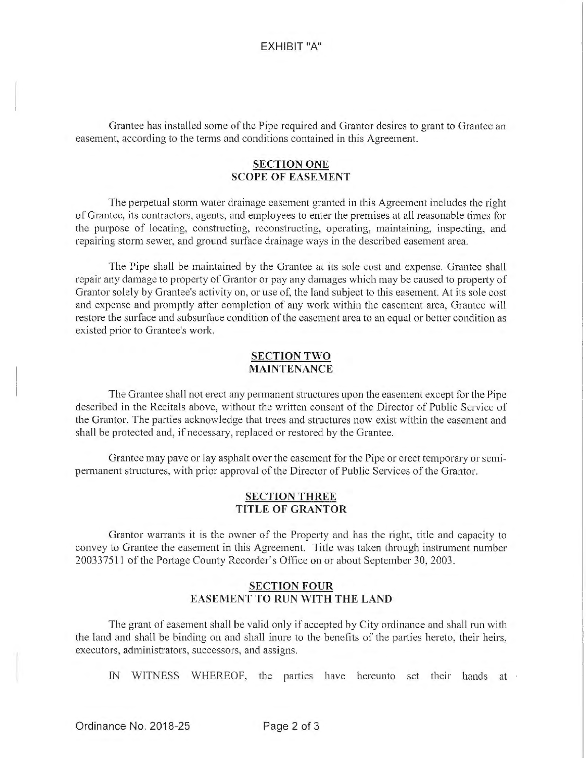EXHIBIT "A"

Grantee has installed some of the Pipe required and Grantor desires to grant to Grantee an easement, according to the terms and conditions contained in this Agreement.

## SECTION ONE
## SCOPE OF EASEMENT

The perpetual storm water drainage easement granted in this Agreement includes the right of Grantee, its contractors, agents, and employees to enter the premises at all reasonable times for the purpose of locating, constructing, reconstructing, operating, maintaining, inspecting, and repairing storm sewer, and ground surface drainage ways in the described easement area.

The Pipe shall be maintained by the Grantee at its sole cost and expense. Grantee shall repair any damage to property of Grantor or pay any damages which may be caused to property of Grantor solely by Grantee's activity on, or use of, the land subject to this easement. At its sole cost and expense and promptly after completion of any work within the easement area, Grantee will restore the surface and subsurface condition of the easement area to an equal or better condition as existed prior to Grantee's work.

## SECTION TWO
## MAINTENANCE

The Grantee shall not erect any permanent structures upon the easement except for the Pipe described in the Recitals above, without the written consent of the Director of Public Service of the Grantor. The parties acknowledge that trees and structures now exist within the easement and shall be protected and, if necessary, replaced or restored by the Grantee.

Grantee may pave or lay asphalt over the easement for the Pipe or erect temporary or semi-permanent structures, with prior approval of the Director of Public Services of the Grantor.

## SECTION THREE
## TITLE OF GRANTOR

Grantor warrants it is the owner of the Property and has the right, title and capacity to convey to Grantee the easement in this Agreement. Title was taken through instrument number 200337511 of the Portage County Recorder's Office on or about September 30, 2003.

## SECTION FOUR
## EASEMENT TO RUN WITH THE LAND

The grant of easement shall be valid only if accepted by City ordinance and shall run with the land and shall be binding on and shall inure to the benefits of the parties hereto, their heirs, executors, administrators, successors, and assigns.

IN WITNESS WHEREOF, the parties have hereunto set their hands at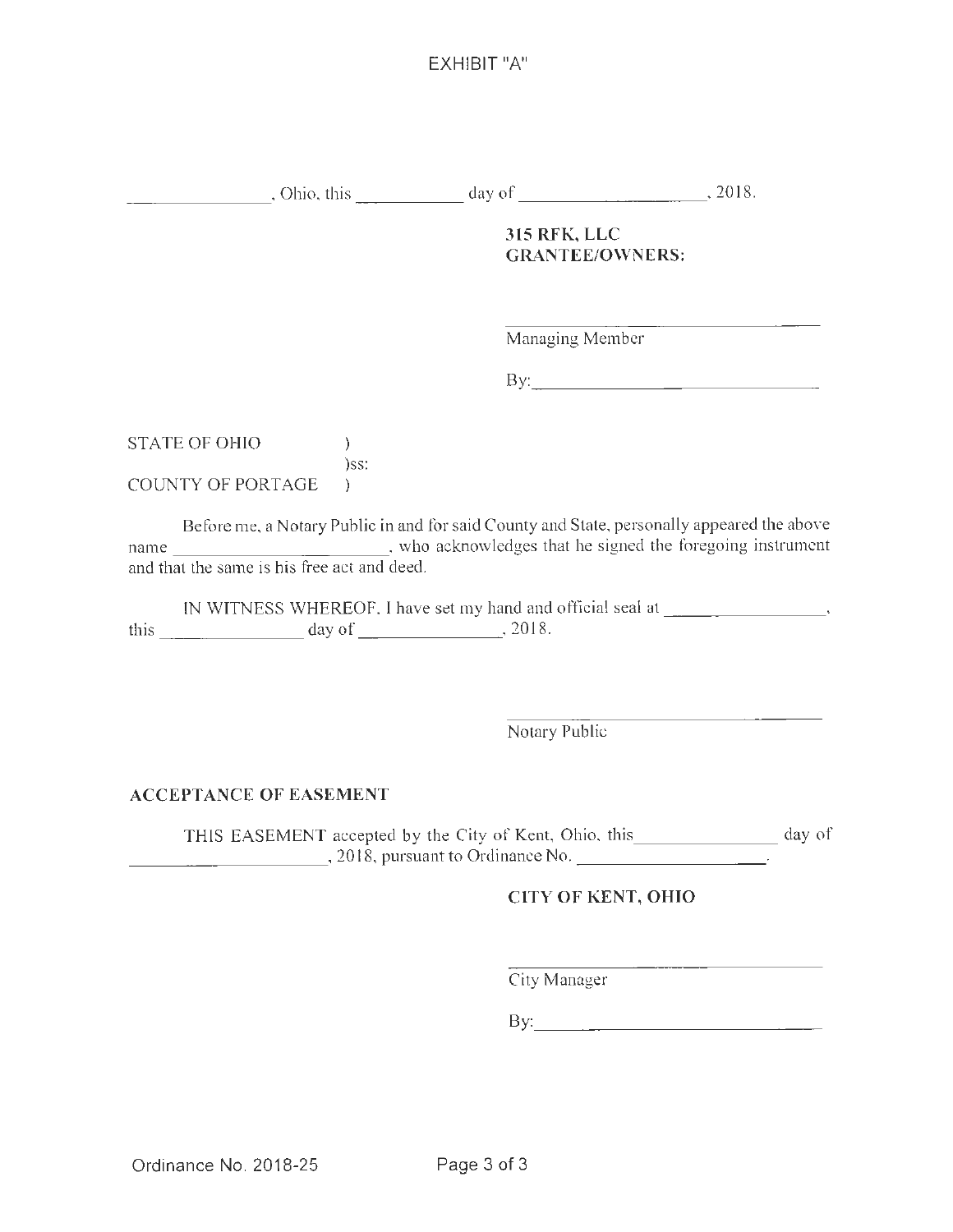EXHIBIT "A"

______________, Ohio, this __________ day of __________________, 2018.

**315 RFK, LLC**
**GRANTEE/OWNERS:**

______________________________
Managing Member

By:____________________________

STATE OF OHIO )
)ss:
COUNTY OF PORTAGE )

Before me, a Notary Public in and for said County and State, personally appeared the above name ______________________, who acknowledges that he signed the foregoing instrument and that the same is his free act and deed.

IN WITNESS WHEREOF, I have set my hand and official seal at _________________, this ______________ day of ______________, 2018.

______________________________
Notary Public

**ACCEPTANCE OF EASEMENT**

THIS EASEMENT accepted by the City of Kent, Ohio, this______________ day of ____________________, 2018, pursuant to Ordinance No. __________________.

**CITY OF KENT, OHIO**

______________________________
City Manager

By:____________________________

Ordinance No. 2018-25